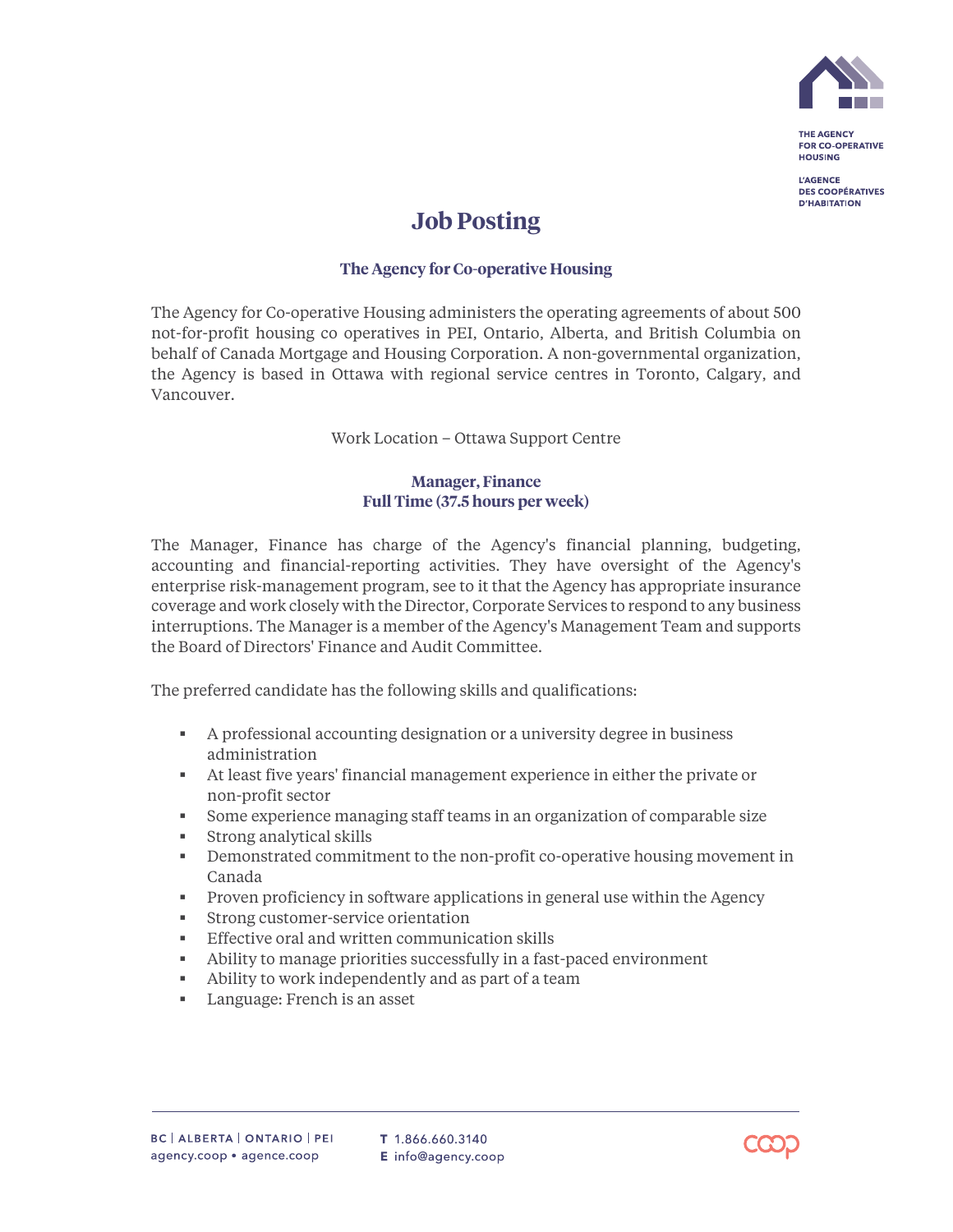# Job Posting

### The Agency for Co-operative Housing

The Agency for Co-operative Housing administers the operating agreements of about 500 not-for-profit housing co operatives in PEI, Ontario, Alberta, and British Columbia on behalf of Canada Mortgage and Housing Corporation. A non-governmental organization, the Agency is based in Ottawa with regional service centres in Toronto, Calgary, and Vancouver.

Work Location – Ottawa Support Centre

### Manager, Finance
### Full Time (37.5 hours per week)

The Manager, Finance has charge of the Agency's financial planning, budgeting, accounting and financial-reporting activities. They have oversight of the Agency's enterprise risk-management program, see to it that the Agency has appropriate insurance coverage and work closely with the Director, Corporate Services to respond to any business interruptions. The Manager is a member of the Agency's Management Team and supports the Board of Directors' Finance and Audit Committee.

The preferred candidate has the following skills and qualifications:

- A professional accounting designation or a university degree in business administration
- At least five years' financial management experience in either the private or non-profit sector
- Some experience managing staff teams in an organization of comparable size
- Strong analytical skills
- Demonstrated commitment to the non-profit co-operative housing movement in Canada
- Proven proficiency in software applications in general use within the Agency
- Strong customer-service orientation
- Effective oral and written communication skills
- Ability to manage priorities successfully in a fast-paced environment
- Ability to work independently and as part of a team
- Language: French is an asset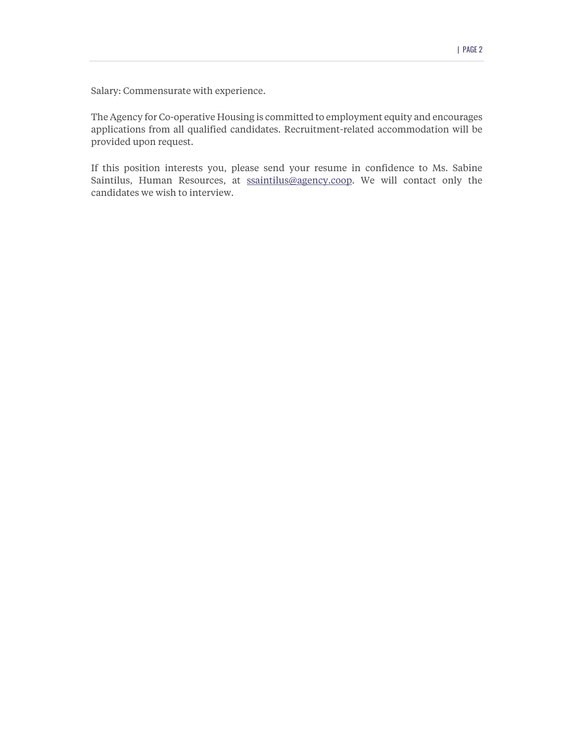Salary: Commensurate with experience.

The Agency for Co-operative Housing is committed to employment equity and encourages applications from all qualified candidates. Recruitment-related accommodation will be provided upon request.

If this position interests you, please send your resume in confidence to Ms. Sabine Saintilus, Human Resources, at ssaintilus@agency.coop. We will contact only the candidates we wish to interview.